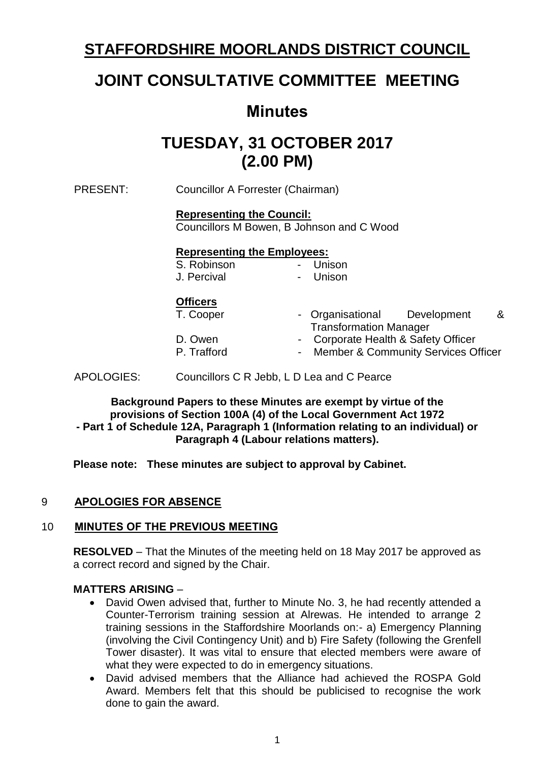# STAFFORDSHIRE MOORLANDS DISTRICT COUNCIL

# JOINT CONSULTATIVE COMMITTEE MEETING

## Minutes

## TUESDAY, 31 OCTOBER 2017 (2.00 PM)

PRESENT: Councillor A Forrester (Chairman)

**Representing the Council:**
Councillors M Bowen, B Johnson and C Wood

**Representing the Employees:**

| | | |
|---|---|---|
| S. Robinson | - | Unison |
| J. Percival | - | Unison |

**Officers**

| | | |
|---|---|---|
| T. Cooper | - | Organisational Development & Transformation Manager |
| D. Owen | - | Corporate Health & Safety Officer |
| P. Trafford | - | Member & Community Services Officer |

APOLOGIES: Councillors C R Jebb, L D Lea and C Pearce

**Background Papers to these Minutes are exempt by virtue of the provisions of Section 100A (4) of the Local Government Act 1972 - Part 1 of Schedule 12A, Paragraph 1 (Information relating to an individual) or Paragraph 4 (Labour relations matters).**

**Please note: These minutes are subject to approval by Cabinet.**

### 9 APOLOGIES FOR ABSENCE

### 10 MINUTES OF THE PREVIOUS MEETING

**RESOLVED** – That the Minutes of the meeting held on 18 May 2017 be approved as a correct record and signed by the Chair.

**MATTERS ARISING** –

- David Owen advised that, further to Minute No. 3, he had recently attended a Counter-Terrorism training session at Alrewas. He intended to arrange 2 training sessions in the Staffordshire Moorlands on:- a) Emergency Planning (involving the Civil Contingency Unit) and b) Fire Safety (following the Grenfell Tower disaster). It was vital to ensure that elected members were aware of what they were expected to do in emergency situations.
- David advised members that the Alliance had achieved the ROSPA Gold Award. Members felt that this should be publicised to recognise the work done to gain the award.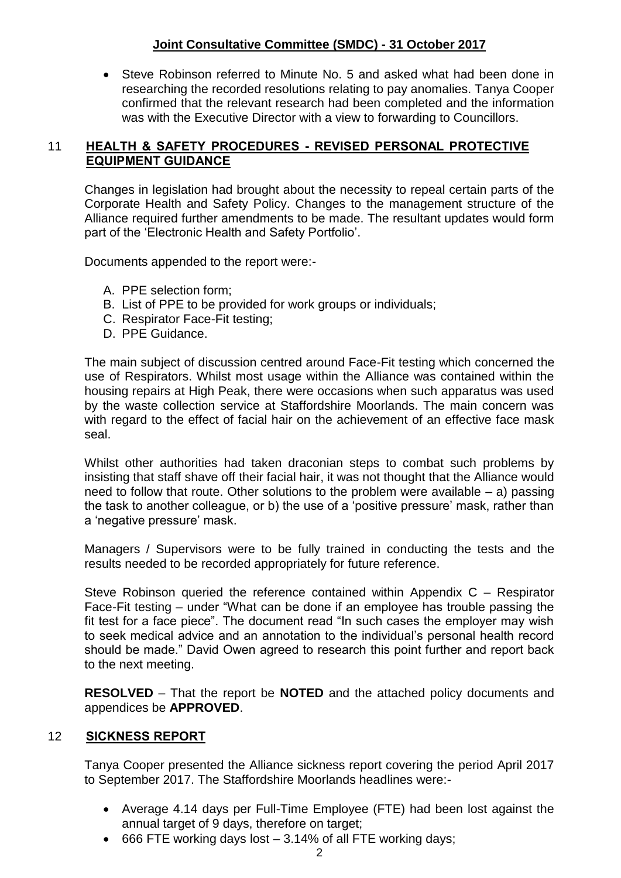- Steve Robinson referred to Minute No. 5 and asked what had been done in researching the recorded resolutions relating to pay anomalies. Tanya Cooper confirmed that the relevant research had been completed and the information was with the Executive Director with a view to forwarding to Councillors.

## 11 HEALTH & SAFETY PROCEDURES - REVISED PERSONAL PROTECTIVE EQUIPMENT GUIDANCE

Changes in legislation had brought about the necessity to repeal certain parts of the Corporate Health and Safety Policy. Changes to the management structure of the Alliance required further amendments to be made. The resultant updates would form part of the 'Electronic Health and Safety Portfolio'.

Documents appended to the report were:-

A. PPE selection form;
B. List of PPE to be provided for work groups or individuals;
C. Respirator Face-Fit testing;
D. PPE Guidance.

The main subject of discussion centred around Face-Fit testing which concerned the use of Respirators. Whilst most usage within the Alliance was contained within the housing repairs at High Peak, there were occasions when such apparatus was used by the waste collection service at Staffordshire Moorlands. The main concern was with regard to the effect of facial hair on the achievement of an effective face mask seal.

Whilst other authorities had taken draconian steps to combat such problems by insisting that staff shave off their facial hair, it was not thought that the Alliance would need to follow that route. Other solutions to the problem were available – a) passing the task to another colleague, or b) the use of a 'positive pressure' mask, rather than a 'negative pressure' mask.

Managers / Supervisors were to be fully trained in conducting the tests and the results needed to be recorded appropriately for future reference.

Steve Robinson queried the reference contained within Appendix C – Respirator Face-Fit testing – under "What can be done if an employee has trouble passing the fit test for a face piece". The document read "In such cases the employer may wish to seek medical advice and an annotation to the individual's personal health record should be made." David Owen agreed to research this point further and report back to the next meeting.

**RESOLVED** – That the report be **NOTED** and the attached policy documents and appendices be **APPROVED**.

## 12 SICKNESS REPORT

Tanya Cooper presented the Alliance sickness report covering the period April 2017 to September 2017. The Staffordshire Moorlands headlines were:-

- Average 4.14 days per Full-Time Employee (FTE) had been lost against the annual target of 9 days, therefore on target;
- 666 FTE working days lost – 3.14% of all FTE working days;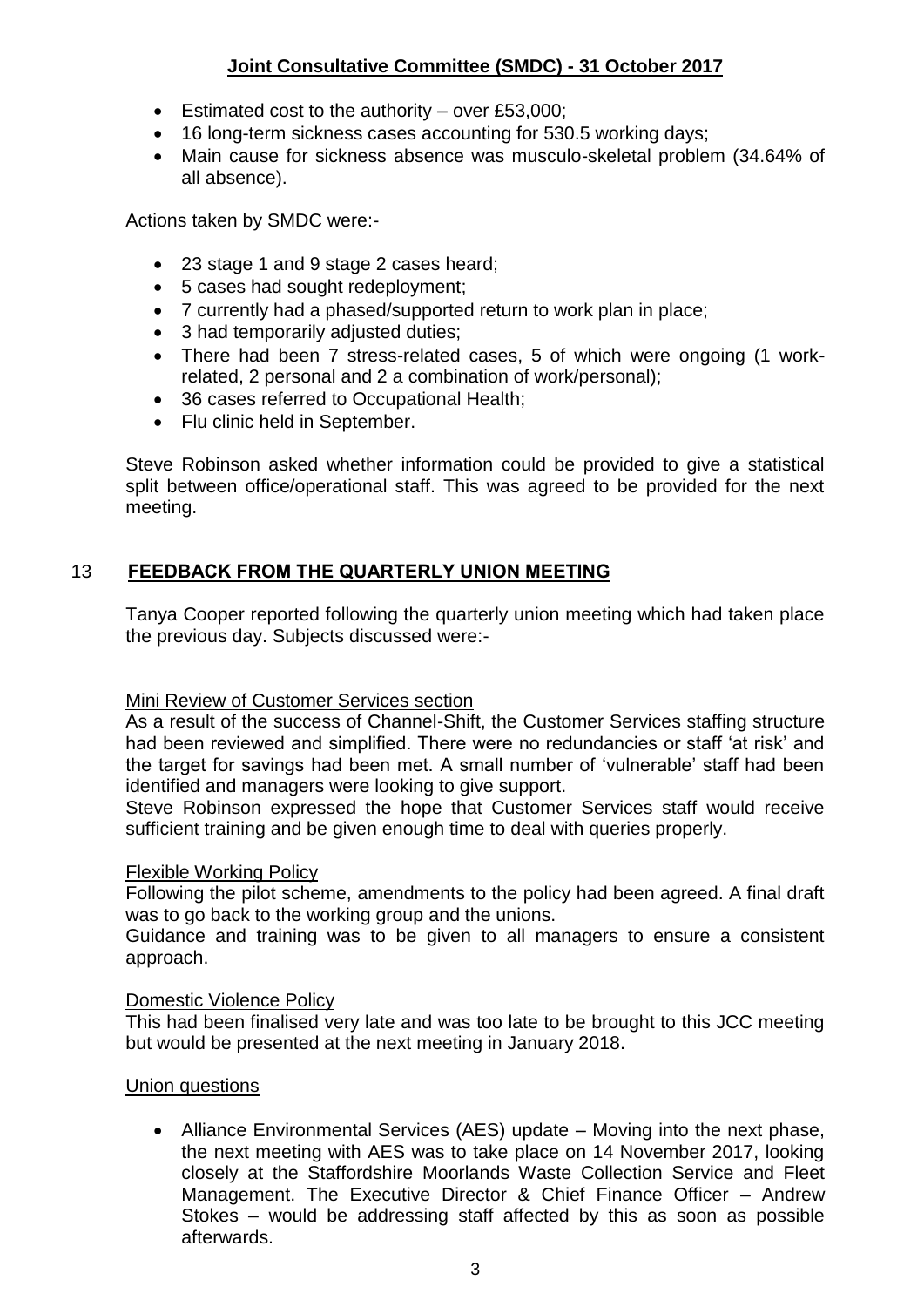- Estimated cost to the authority – over £53,000;
- 16 long-term sickness cases accounting for 530.5 working days;
- Main cause for sickness absence was musculo-skeletal problem (34.64% of all absence).

Actions taken by SMDC were:-

- 23 stage 1 and 9 stage 2 cases heard;
- 5 cases had sought redeployment;
- 7 currently had a phased/supported return to work plan in place;
- 3 had temporarily adjusted duties;
- There had been 7 stress-related cases, 5 of which were ongoing (1 work-related, 2 personal and 2 a combination of work/personal);
- 36 cases referred to Occupational Health;
- Flu clinic held in September.

Steve Robinson asked whether information could be provided to give a statistical split between office/operational staff. This was agreed to be provided for the next meeting.

## 13 FEEDBACK FROM THE QUARTERLY UNION MEETING

Tanya Cooper reported following the quarterly union meeting which had taken place the previous day. Subjects discussed were:-

### Mini Review of Customer Services section

As a result of the success of Channel-Shift, the Customer Services staffing structure had been reviewed and simplified. There were no redundancies or staff 'at risk' and the target for savings had been met. A small number of 'vulnerable' staff had been identified and managers were looking to give support.

Steve Robinson expressed the hope that Customer Services staff would receive sufficient training and be given enough time to deal with queries properly.

### Flexible Working Policy

Following the pilot scheme, amendments to the policy had been agreed. A final draft was to go back to the working group and the unions.

Guidance and training was to be given to all managers to ensure a consistent approach.

### Domestic Violence Policy

This had been finalised very late and was too late to be brought to this JCC meeting but would be presented at the next meeting in January 2018.

### Union questions

- Alliance Environmental Services (AES) update – Moving into the next phase, the next meeting with AES was to take place on 14 November 2017, looking closely at the Staffordshire Moorlands Waste Collection Service and Fleet Management. The Executive Director & Chief Finance Officer – Andrew Stokes – would be addressing staff affected by this as soon as possible afterwards.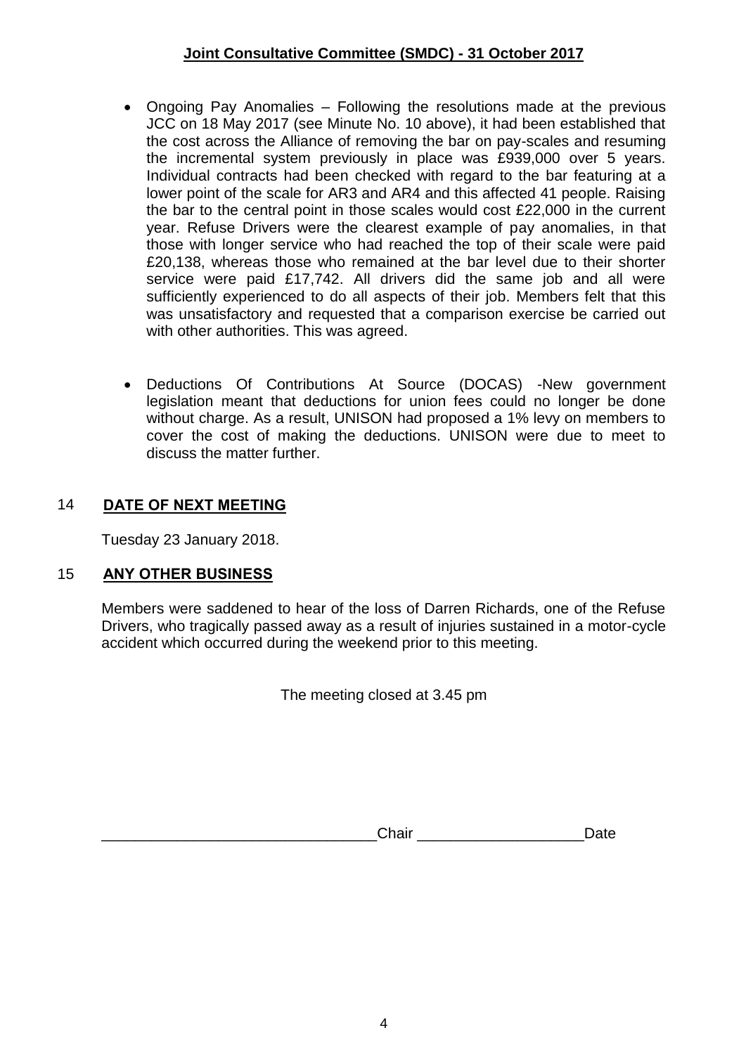- Ongoing Pay Anomalies – Following the resolutions made at the previous JCC on 18 May 2017 (see Minute No. 10 above), it had been established that the cost across the Alliance of removing the bar on pay-scales and resuming the incremental system previously in place was £939,000 over 5 years. Individual contracts had been checked with regard to the bar featuring at a lower point of the scale for AR3 and AR4 and this affected 41 people. Raising the bar to the central point in those scales would cost £22,000 in the current year. Refuse Drivers were the clearest example of pay anomalies, in that those with longer service who had reached the top of their scale were paid £20,138, whereas those who remained at the bar level due to their shorter service were paid £17,742. All drivers did the same job and all were sufficiently experienced to do all aspects of their job. Members felt that this was unsatisfactory and requested that a comparison exercise be carried out with other authorities. This was agreed.

- Deductions Of Contributions At Source (DOCAS) -New government legislation meant that deductions for union fees could no longer be done without charge. As a result, UNISON had proposed a 1% levy on members to cover the cost of making the deductions. UNISON were due to meet to discuss the matter further.

## 14 DATE OF NEXT MEETING

Tuesday 23 January 2018.

## 15 ANY OTHER BUSINESS

Members were saddened to hear of the loss of Darren Richards, one of the Refuse Drivers, who tragically passed away as a result of injuries sustained in a motor-cycle accident which occurred during the weekend prior to this meeting.

The meeting closed at 3.45 pm

________________________________Chair ___________________Date